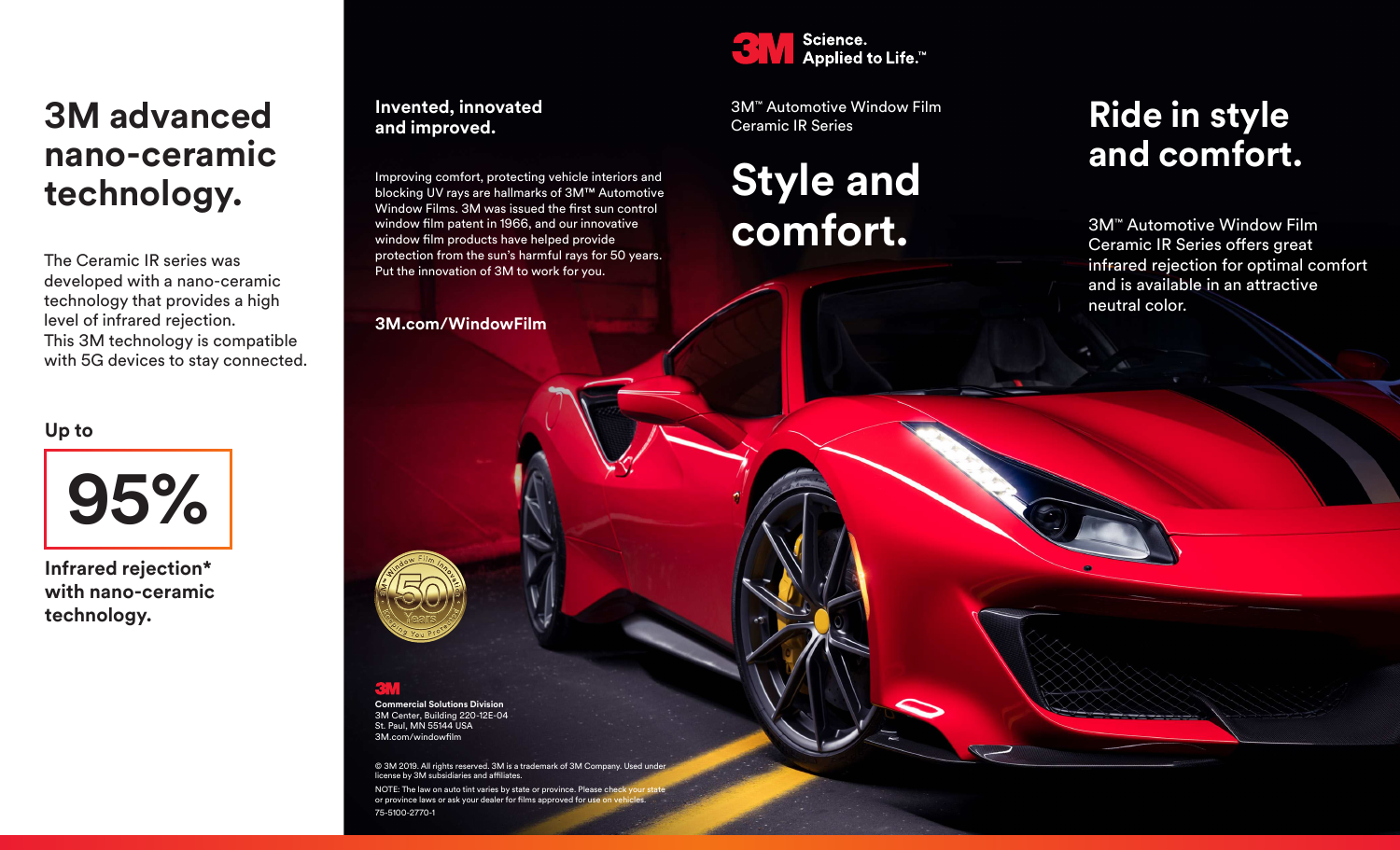# 3M advanced nano-ceramic technology.

The Ceramic IR series was developed with a nano-ceramic technology that provides a high level of infrared rejection.
This 3M technology is compatible with 5G devices to stay connected.

Up to

**95%**

**Infrared rejection* with nano-ceramic technology.**

## Invented, innovated and improved.

Improving comfort, protecting vehicle interiors and blocking UV rays are hallmarks of 3M™ Automotive Window Films. 3M was issued the first sun control window film patent in 1966, and our innovative window film products have helped provide protection from the sun's harmful rays for 50 years. Put the innovation of 3M to work for you.

**3M.com/WindowFilm**

Window Film Innovation 50 Years Keeping You Protected

3M

**Commercial Solutions Division**
3M Center, Building 220-12E-04
St. Paul, MN 55144 USA
3M.com/windowfilm

© 3M 2019. All rights reserved. 3M is a trademark of 3M Company. Used under license by 3M subsidiaries and affiliates.

NOTE: The law on auto tint varies by state or province. Please check your state or province laws or ask your dealer for films approved for use on vehicles.

75-5100-2770-1

3M Science. Applied to Life.™

3M™ Automotive Window Film
Ceramic IR Series

# Style and comfort.

# Ride in style and comfort.

3M™ Automotive Window Film Ceramic IR Series offers great infrared rejection for optimal comfort and is available in an attractive neutral color.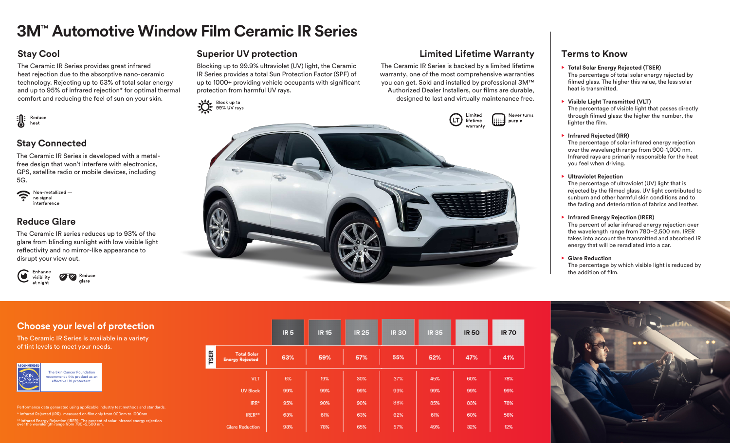# 3M™ Automotive Window Film Ceramic IR Series

## Stay Cool

The Ceramic IR Series provides great infrared heat rejection due to the absorptive nano-ceramic technology. Rejecting up to 63% of total solar energy and up to 95% of infrared rejection* for optimal thermal comfort and reducing the feel of sun on your skin.

Reduce heat

## Stay Connected

The Ceramic IR Series is developed with a metal-free design that won't interfere with electronics, GPS, satellite radio or mobile devices, including 5G.

Non-metallized — no signal interference

## Reduce Glare

The Ceramic IR series reduces up to 93% of the glare from blinding sunlight with low visible light reflectivity and no mirror-like appearance to disrupt your view out.

Enhance visibility at night

Reduce glare

## Superior UV protection

Blocking up to 99.9% ultraviolet (UV) light, the Ceramic IR Series provides a total Sun Protection Factor (SPF) of up to 1000+ providing vehicle occupants with significant protection from harmful UV rays.

Block up to 99% UV rays

## Limited Lifetime Warranty

The Ceramic IR Series is backed by a limited lifetime warranty, one of the most comprehensive warranties you can get. Sold and installed by professional 3M™ Authorized Dealer Installers, our films are durable, designed to last and virtually maintenance free.

Limited lifetime warranty

Never turns purple

## Terms to Know

- **Total Solar Energy Rejected (TSER)**
  The percentage of total solar energy rejected by filmed glass. The higher this value, the less solar heat is transmitted.
- **Visible Light Transmitted (VLT)**
  The percentage of visible light that passes directly through filmed glass: the higher the number, the lighter the film.
- **Infrared Rejected (IRR)**
  The percentage of solar infrared energy rejection over the wavelength range from 900-1,000 nm. Infrared rays are primarily responsible for the heat you feel when driving.
- **Ultraviolet Rejection**
  The percentage of ultraviolet (UV) light that is rejected by the filmed glass. UV light contributed to sunburn and other harmful skin conditions and to the fading and deterioration of fabrics and leather.
- **Infrared Energy Rejection (IRER)**
  The percent of solar infrared energy rejection over the wavelength range from 780–2,500 nm. IRER takes into account the transmitted and absorbed IR energy that will be reradiated into a car.
- **Glare Reduction**
  The percentage by which visible light is reduced by the addition of film.

## Choose your level of protection

The Ceramic IR Series is available in a variety of tint levels to meet your needs.

RECOMMENDED — Skin Cancer Foundation. The Skin Cancer Foundation recommends this product as an effective UV protectant.

| | IR 5 | IR 15 | IR 25 | IR 30 | IR 35 | IR 50 | IR 70 |
|---|---|---|---|---|---|---|---|
| TSER — Total Solar Energy Rejected | 63% | 59% | 57% | 55% | 52% | 47% | 41% |
| VLT | 6% | 19% | 30% | 37% | 45% | 60% | 78% |
| UV Block | 99% | 99% | 99% | 99% | 99% | 99% | 99% |
| IRR* | 95% | 90% | 90% | 88% | 85% | 83% | 78% |
| IRER** | 63% | 61% | 63% | 62% | 61% | 60% | 58% |
| Glare Reduction | 93% | 78% | 65% | 57% | 49% | 32% | 12% |

Performance data generated using applicable industry test methods and standards.

* Infrared Rejected (IRR)- measured on film only from 900nm to 1000nm.

**Infrared Energy Rejection (IRER)- The percent of solar infrared energy rejection over the wavelength range from 780–2,500 nm.